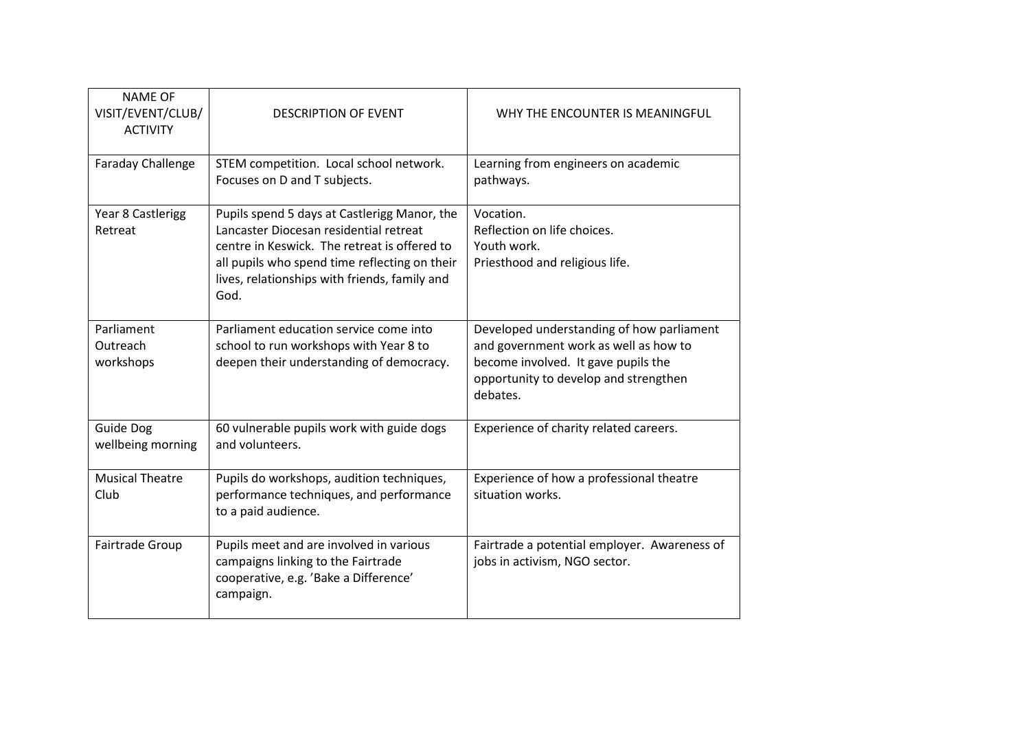| NAME OF VISIT/EVENT/CLUB/ ACTIVITY | DESCRIPTION OF EVENT | WHY THE ENCOUNTER IS MEANINGFUL |
|---|---|---|
| Faraday Challenge | STEM competition. Local school network. Focuses on D and T subjects. | Learning from engineers on academic pathways. |
| Year 8 Castlerigg Retreat | Pupils spend 5 days at Castlerigg Manor, the Lancaster Diocesan residential retreat centre in Keswick. The retreat is offered to all pupils who spend time reflecting on their lives, relationships with friends, family and God. | Vocation.<br>Reflection on life choices.<br>Youth work.<br>Priesthood and religious life. |
| Parliament Outreach workshops | Parliament education service come into school to run workshops with Year 8 to deepen their understanding of democracy. | Developed understanding of how parliament and government work as well as how to become involved. It gave pupils the opportunity to develop and strengthen debates. |
| Guide Dog wellbeing morning | 60 vulnerable pupils work with guide dogs and volunteers. | Experience of charity related careers. |
| Musical Theatre Club | Pupils do workshops, audition techniques, performance techniques, and performance to a paid audience. | Experience of how a professional theatre situation works. |
| Fairtrade Group | Pupils meet and are involved in various campaigns linking to the Fairtrade cooperative, e.g. 'Bake a Difference' campaign. | Fairtrade a potential employer. Awareness of jobs in activism, NGO sector. |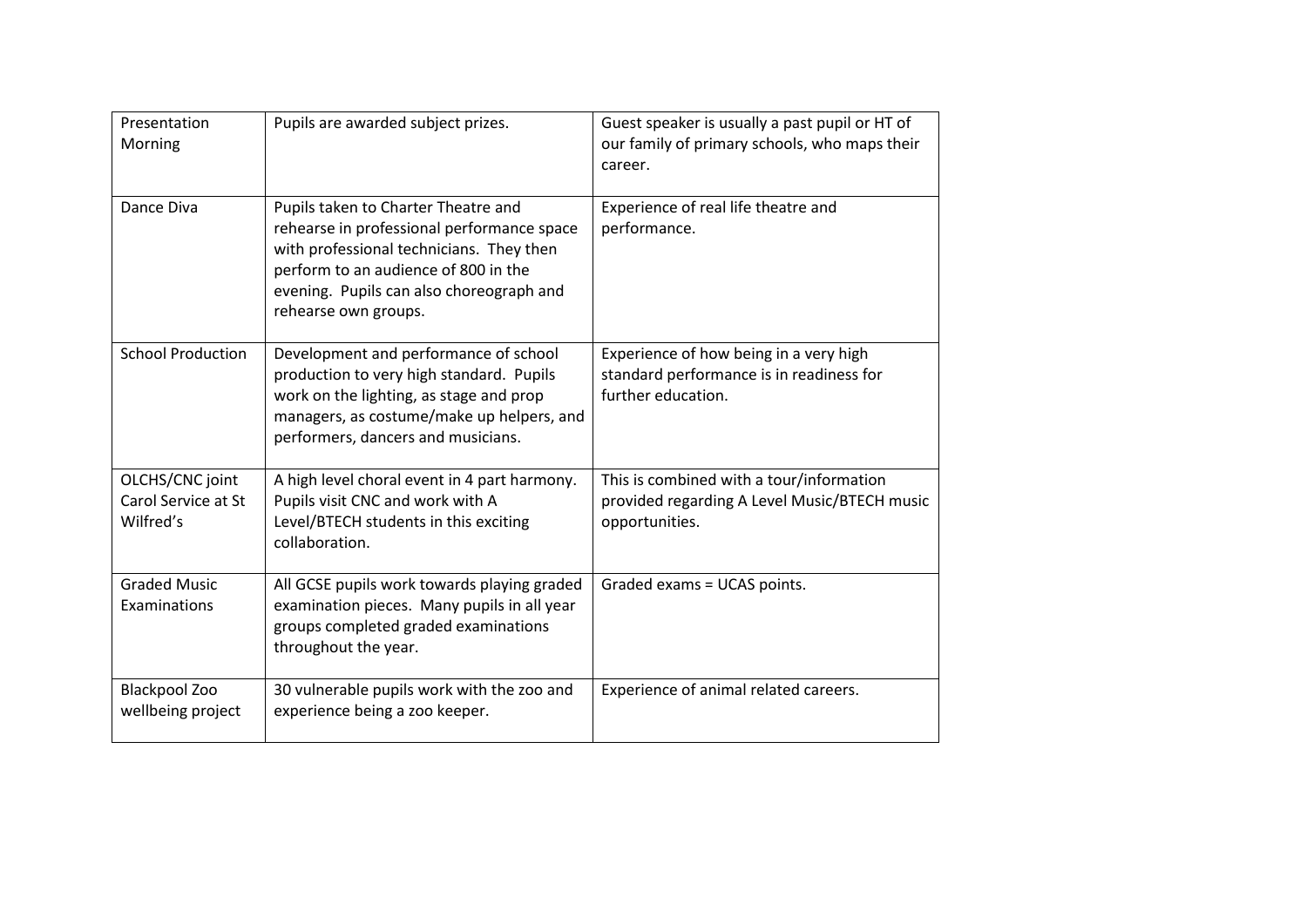| | | |
|---|---|---|
| Presentation Morning | Pupils are awarded subject prizes. | Guest speaker is usually a past pupil or HT of our family of primary schools, who maps their career. |
| Dance Diva | Pupils taken to Charter Theatre and rehearse in professional performance space with professional technicians. They then perform to an audience of 800 in the evening. Pupils can also choreograph and rehearse own groups. | Experience of real life theatre and performance. |
| School Production | Development and performance of school production to very high standard. Pupils work on the lighting, as stage and prop managers, as costume/make up helpers, and performers, dancers and musicians. | Experience of how being in a very high standard performance is in readiness for further education. |
| OLCHS/CNC joint Carol Service at St Wilfred's | A high level choral event in 4 part harmony. Pupils visit CNC and work with A Level/BTECH students in this exciting collaboration. | This is combined with a tour/information provided regarding A Level Music/BTECH music opportunities. |
| Graded Music Examinations | All GCSE pupils work towards playing graded examination pieces. Many pupils in all year groups completed graded examinations throughout the year. | Graded exams = UCAS points. |
| Blackpool Zoo wellbeing project | 30 vulnerable pupils work with the zoo and experience being a zoo keeper. | Experience of animal related careers. |